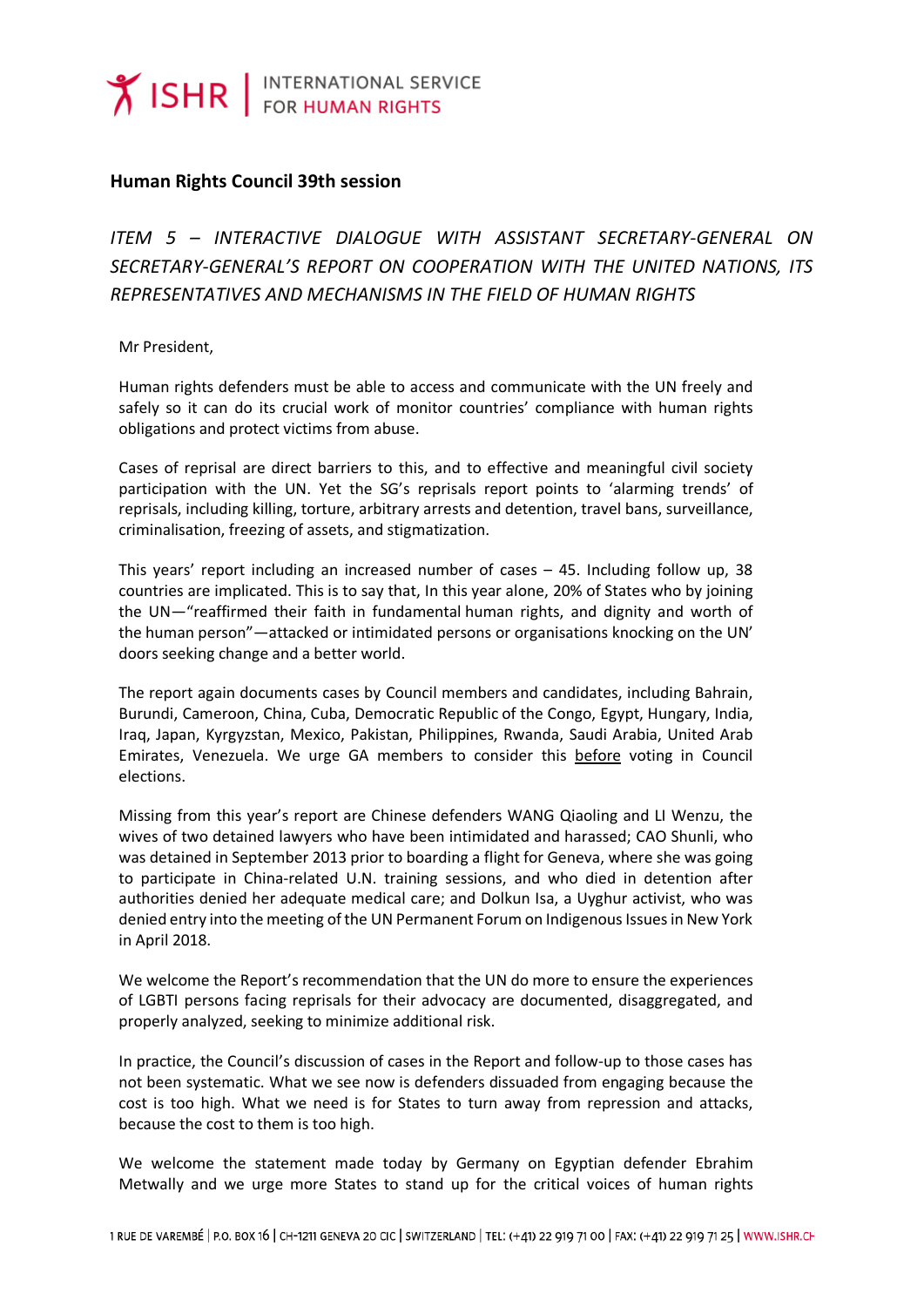ISHR | INTERNATIONAL SERVICE FOR HUMAN RIGHTS

## Human Rights Council 39th session

*ITEM 5 – INTERACTIVE DIALOGUE WITH ASSISTANT SECRETARY-GENERAL ON SECRETARY-GENERAL'S REPORT ON COOPERATION WITH THE UNITED NATIONS, ITS REPRESENTATIVES AND MECHANISMS IN THE FIELD OF HUMAN RIGHTS*

Mr President,

Human rights defenders must be able to access and communicate with the UN freely and safely so it can do its crucial work of monitor countries' compliance with human rights obligations and protect victims from abuse.

Cases of reprisal are direct barriers to this, and to effective and meaningful civil society participation with the UN. Yet the SG's reprisals report points to 'alarming trends' of reprisals, including killing, torture, arbitrary arrests and detention, travel bans, surveillance, criminalisation, freezing of assets, and stigmatization.

This years' report including an increased number of cases – 45. Including follow up, 38 countries are implicated. This is to say that, In this year alone, 20% of States who by joining the UN—"reaffirmed their faith in fundamental human rights, and dignity and worth of the human person"—attacked or intimidated persons or organisations knocking on the UN' doors seeking change and a better world.

The report again documents cases by Council members and candidates, including Bahrain, Burundi, Cameroon, China, Cuba, Democratic Republic of the Congo, Egypt, Hungary, India, Iraq, Japan, Kyrgyzstan, Mexico, Pakistan, Philippines, Rwanda, Saudi Arabia, United Arab Emirates, Venezuela. We urge GA members to consider this <u>before</u> voting in Council elections.

Missing from this year's report are Chinese defenders WANG Qiaoling and LI Wenzu, the wives of two detained lawyers who have been intimidated and harassed; CAO Shunli, who was detained in September 2013 prior to boarding a flight for Geneva, where she was going to participate in China-related U.N. training sessions, and who died in detention after authorities denied her adequate medical care; and Dolkun Isa, a Uyghur activist, who was denied entry into the meeting of the UN Permanent Forum on Indigenous Issues in New York in April 2018.

We welcome the Report's recommendation that the UN do more to ensure the experiences of LGBTI persons facing reprisals for their advocacy are documented, disaggregated, and properly analyzed, seeking to minimize additional risk.

In practice, the Council's discussion of cases in the Report and follow-up to those cases has not been systematic. What we see now is defenders dissuaded from engaging because the cost is too high. What we need is for States to turn away from repression and attacks, because the cost to them is too high.

We welcome the statement made today by Germany on Egyptian defender Ebrahim Metwally and we urge more States to stand up for the critical voices of human rights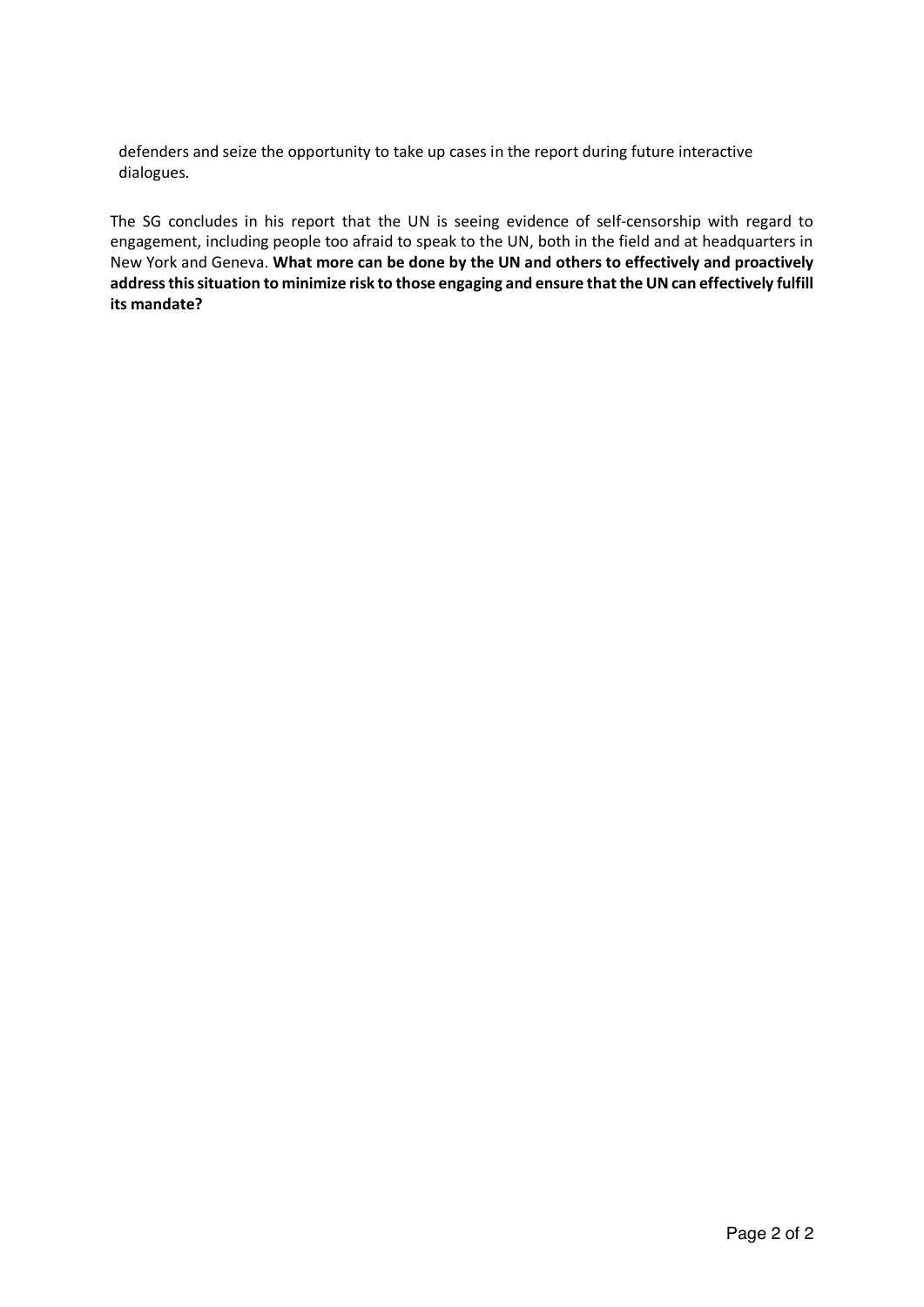defenders and seize the opportunity to take up cases in the report during future interactive dialogues.

The SG concludes in his report that the UN is seeing evidence of self-censorship with regard to engagement, including people too afraid to speak to the UN, both in the field and at headquarters in New York and Geneva. **What more can be done by the UN and others to effectively and proactively address this situation to minimize risk to those engaging and ensure that the UN can effectively fulfill its mandate?**